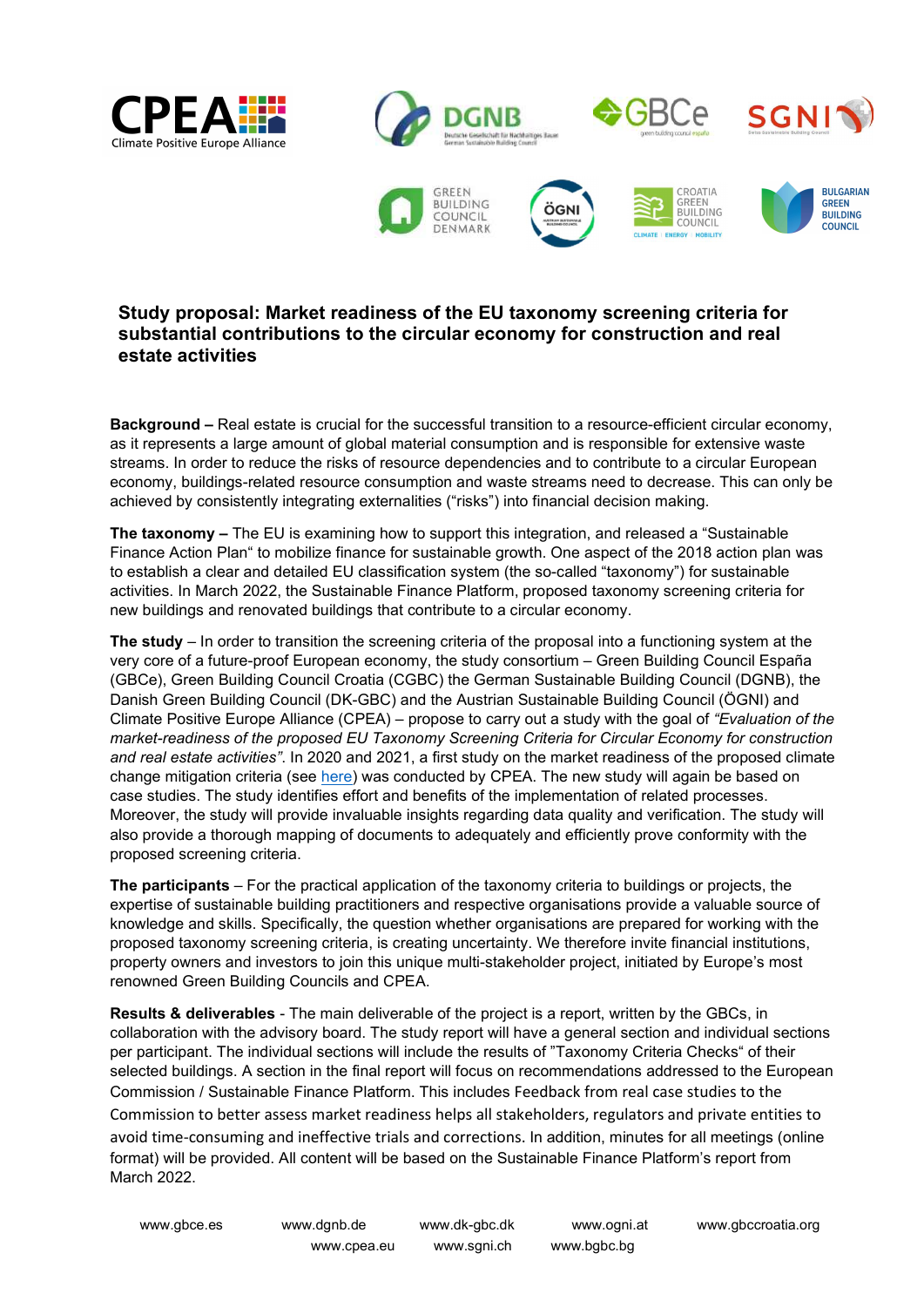# Study proposal: Market readiness of the EU taxonomy screening criteria for substantial contributions to the circular economy for construction and real estate activities

**Background –** Real estate is crucial for the successful transition to a resource-efficient circular economy, as it represents a large amount of global material consumption and is responsible for extensive waste streams. In order to reduce the risks of resource dependencies and to contribute to a circular European economy, buildings-related resource consumption and waste streams need to decrease. This can only be achieved by consistently integrating externalities ("risks") into financial decision making.

**The taxonomy –** The EU is examining how to support this integration, and released a "Sustainable Finance Action Plan" to mobilize finance for sustainable growth. One aspect of the 2018 action plan was to establish a clear and detailed EU classification system (the so-called "taxonomy") for sustainable activities. In March 2022, the Sustainable Finance Platform, proposed taxonomy screening criteria for new buildings and renovated buildings that contribute to a circular economy.

**The study** – In order to transition the screening criteria of the proposal into a functioning system at the very core of a future-proof European economy, the study consortium – Green Building Council España (GBCe), Green Building Council Croatia (CGBC) the German Sustainable Building Council (DGNB), the Danish Green Building Council (DK-GBC) and the Austrian Sustainable Building Council (ÖGNI) and Climate Positive Europe Alliance (CPEA) – propose to carry out a study with the goal of *"Evaluation of the market-readiness of the proposed EU Taxonomy Screening Criteria for Circular Economy for construction and real estate activities"*. In 2020 and 2021, a first study on the market readiness of the proposed climate change mitigation criteria (see here) was conducted by CPEA. The new study will again be based on case studies. The study identifies effort and benefits of the implementation of related processes. Moreover, the study will provide invaluable insights regarding data quality and verification. The study will also provide a thorough mapping of documents to adequately and efficiently prove conformity with the proposed screening criteria.

**The participants** – For the practical application of the taxonomy criteria to buildings or projects, the expertise of sustainable building practitioners and respective organisations provide a valuable source of knowledge and skills. Specifically, the question whether organisations are prepared for working with the proposed taxonomy screening criteria, is creating uncertainty. We therefore invite financial institutions, property owners and investors to join this unique multi-stakeholder project, initiated by Europe's most renowned Green Building Councils and CPEA.

**Results & deliverables** - The main deliverable of the project is a report, written by the GBCs, in collaboration with the advisory board. The study report will have a general section and individual sections per participant. The individual sections will include the results of "Taxonomy Criteria Checks" of their selected buildings. A section in the final report will focus on recommendations addressed to the European Commission / Sustainable Finance Platform. This includes Feedback from real case studies to the Commission to better assess market readiness helps all stakeholders, regulators and private entities to avoid time-consuming and ineffective trials and corrections. In addition, minutes for all meetings (online format) will be provided. All content will be based on the Sustainable Finance Platform's report from March 2022.

www.gbce.es www.dgnb.de www.dk-gbc.dk www.ogni.at www.gbccroatia.org www.cpea.eu www.sgni.ch www.bgbc.bg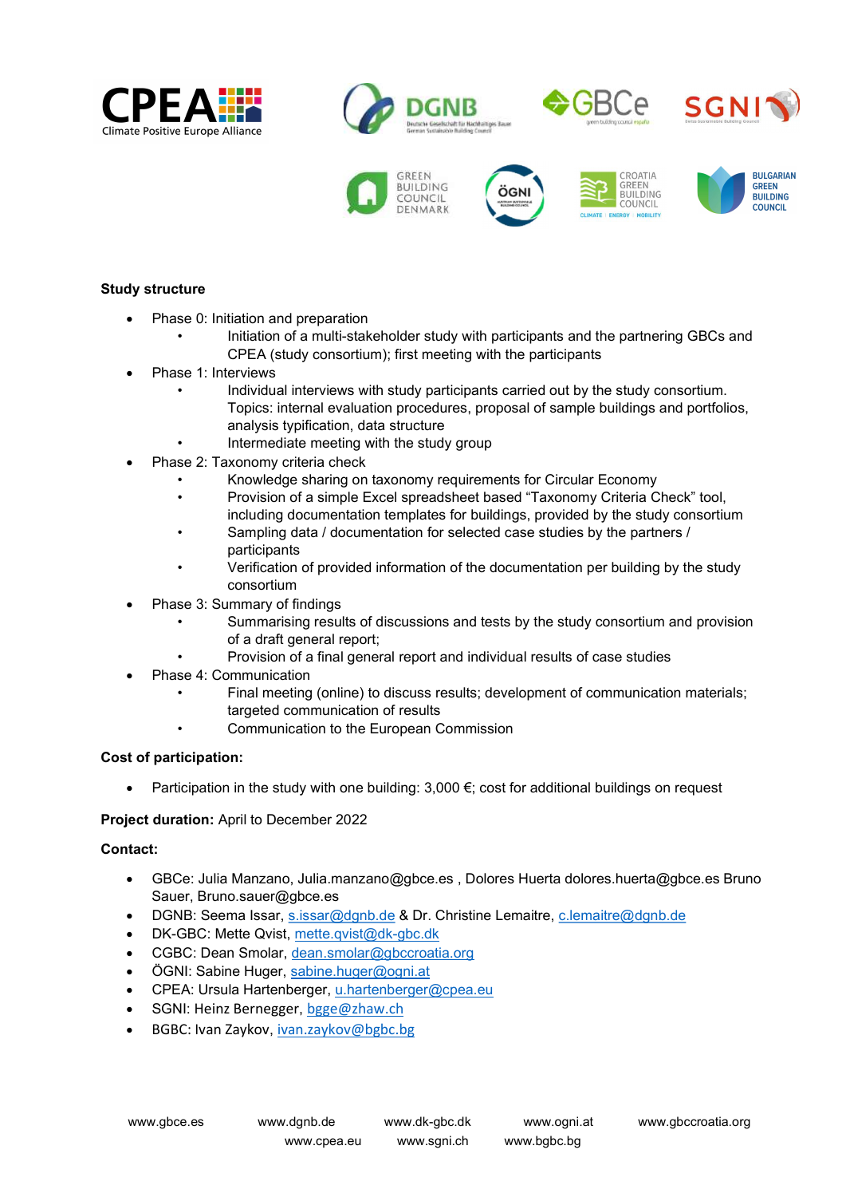**Study structure**

- Phase 0: Initiation and preparation
  - Initiation of a multi-stakeholder study with participants and the partnering GBCs and CPEA (study consortium); first meeting with the participants
- Phase 1: Interviews
  - Individual interviews with study participants carried out by the study consortium. Topics: internal evaluation procedures, proposal of sample buildings and portfolios, analysis typification, data structure
  - Intermediate meeting with the study group
- Phase 2: Taxonomy criteria check
  - Knowledge sharing on taxonomy requirements for Circular Economy
  - Provision of a simple Excel spreadsheet based "Taxonomy Criteria Check" tool, including documentation templates for buildings, provided by the study consortium
  - Sampling data / documentation for selected case studies by the partners / participants
  - Verification of provided information of the documentation per building by the study consortium
- Phase 3: Summary of findings
  - Summarising results of discussions and tests by the study consortium and provision of a draft general report;
  - Provision of a final general report and individual results of case studies
- Phase 4: Communication
  - Final meeting (online) to discuss results; development of communication materials; targeted communication of results
  - Communication to the European Commission

**Cost of participation:**

- Participation in the study with one building: 3,000 €; cost for additional buildings on request

**Project duration:** April to December 2022

**Contact:**

- GBCe: Julia Manzano, Julia.manzano@gbce.es , Dolores Huerta dolores.huerta@gbce.es Bruno Sauer, Bruno.sauer@gbce.es
- DGNB: Seema Issar, s.issar@dgnb.de & Dr. Christine Lemaitre, c.lemaitre@dgnb.de
- DK-GBC: Mette Qvist, mette.qvist@dk-gbc.dk
- CGBC: Dean Smolar, dean.smolar@gbccroatia.org
- ÖGNI: Sabine Huger, sabine.huger@ogni.at
- CPEA: Ursula Hartenberger, u.hartenberger@cpea.eu
- SGNI: Heinz Bernegger, bgge@zhaw.ch
- BGBC: Ivan Zaykov, ivan.zaykov@bgbc.bg

www.gbce.es www.dgnb.de www.dk-gbc.dk www.ogni.at www.gbccroatia.org www.cpea.eu www.sgni.ch www.bgbc.bg